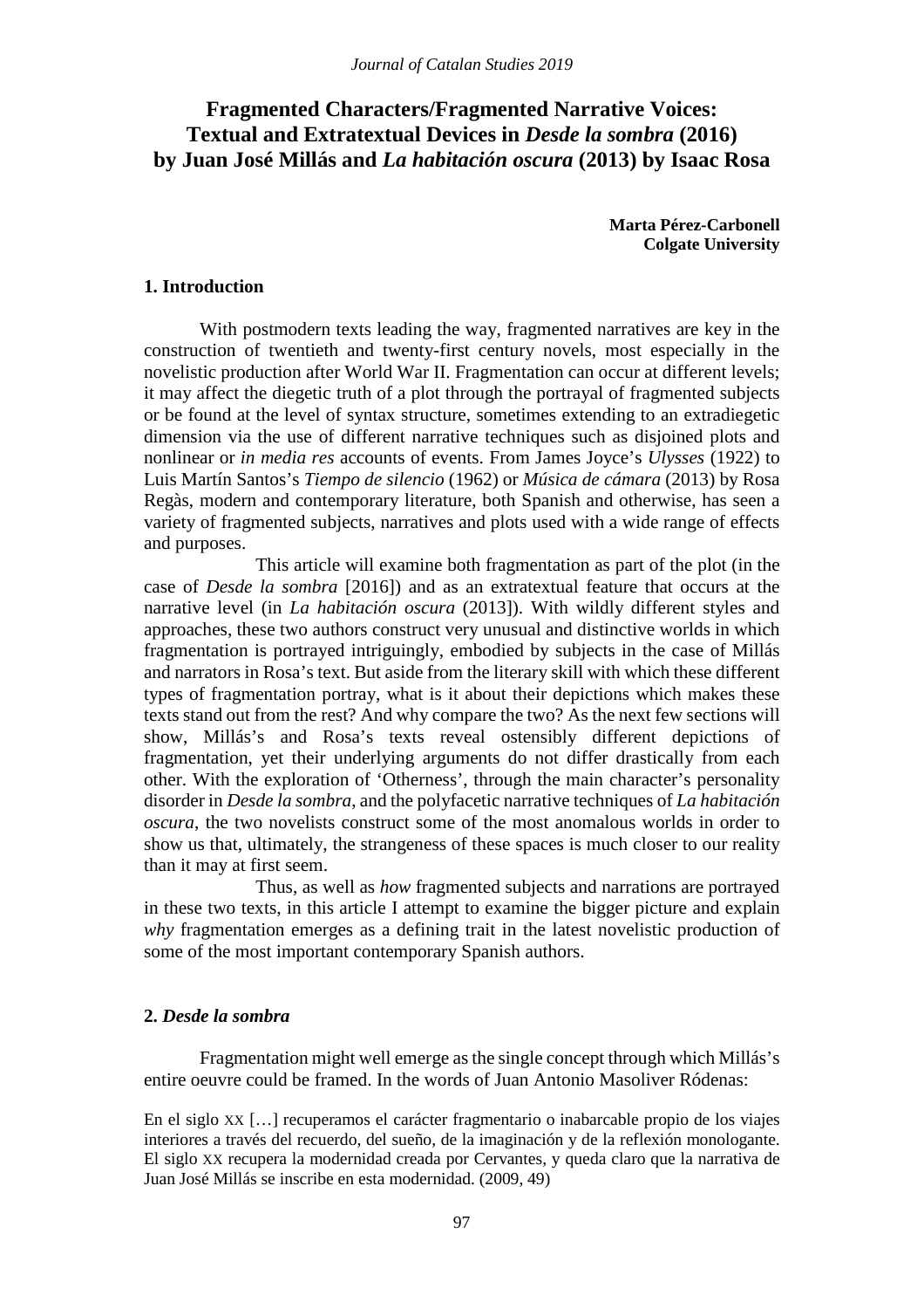# Fragmented Characters/Fragmented Narrative Voices: Textual and Extratextual Devices in *Desde la sombra* (2016) by Juan José Millás and *La habitación oscura* (2013) by Isaac Rosa

**Marta Pérez-Carbonell**
**Colgate University**

## 1. Introduction

With postmodern texts leading the way, fragmented narratives are key in the construction of twentieth and twenty-first century novels, most especially in the novelistic production after World War II. Fragmentation can occur at different levels; it may affect the diegetic truth of a plot through the portrayal of fragmented subjects or be found at the level of syntax structure, sometimes extending to an extradiegetic dimension via the use of different narrative techniques such as disjoined plots and nonlinear or *in media res* accounts of events. From James Joyce's *Ulysses* (1922) to Luis Martín Santos's *Tiempo de silencio* (1962) or *Música de cámara* (2013) by Rosa Regàs, modern and contemporary literature, both Spanish and otherwise, has seen a variety of fragmented subjects, narratives and plots used with a wide range of effects and purposes.

This article will examine both fragmentation as part of the plot (in the case of *Desde la sombra* [2016]) and as an extratextual feature that occurs at the narrative level (in *La habitación oscura* (2013]). With wildly different styles and approaches, these two authors construct very unusual and distinctive worlds in which fragmentation is portrayed intriguingly, embodied by subjects in the case of Millás and narrators in Rosa's text. But aside from the literary skill with which these different types of fragmentation portray, what is it about their depictions which makes these texts stand out from the rest? And why compare the two? As the next few sections will show, Millás's and Rosa's texts reveal ostensibly different depictions of fragmentation, yet their underlying arguments do not differ drastically from each other. With the exploration of 'Otherness', through the main character's personality disorder in *Desde la sombra*, and the polyfacetic narrative techniques of *La habitación oscura*, the two novelists construct some of the most anomalous worlds in order to show us that, ultimately, the strangeness of these spaces is much closer to our reality than it may at first seem.

Thus, as well as *how* fragmented subjects and narrations are portrayed in these two texts, in this article I attempt to examine the bigger picture and explain *why* fragmentation emerges as a defining trait in the latest novelistic production of some of the most important contemporary Spanish authors.

## 2. *Desde la sombra*

Fragmentation might well emerge as the single concept through which Millás's entire oeuvre could be framed. In the words of Juan Antonio Masoliver Ródenas:

> En el siglo XX […] recuperamos el carácter fragmentario o inabarcable propio de los viajes interiores a través del recuerdo, del sueño, de la imaginación y de la reflexión monologante. El siglo XX recupera la modernidad creada por Cervantes, y queda claro que la narrativa de Juan José Millás se inscribe en esta modernidad. (2009, 49)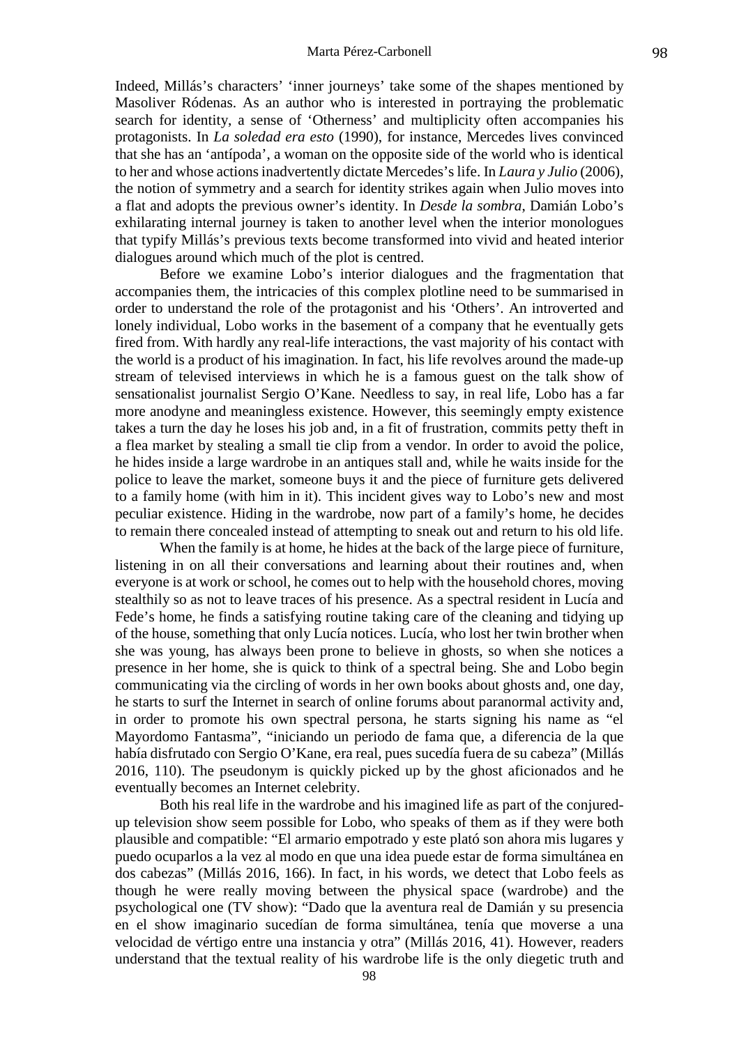Indeed, Millás's characters' 'inner journeys' take some of the shapes mentioned by Masoliver Ródenas. As an author who is interested in portraying the problematic search for identity, a sense of 'Otherness' and multiplicity often accompanies his protagonists. In *La soledad era esto* (1990), for instance, Mercedes lives convinced that she has an 'antípoda', a woman on the opposite side of the world who is identical to her and whose actions inadvertently dictate Mercedes's life. In *Laura y Julio* (2006), the notion of symmetry and a search for identity strikes again when Julio moves into a flat and adopts the previous owner's identity. In *Desde la sombra*, Damián Lobo's exhilarating internal journey is taken to another level when the interior monologues that typify Millás's previous texts become transformed into vivid and heated interior dialogues around which much of the plot is centred.

Before we examine Lobo's interior dialogues and the fragmentation that accompanies them, the intricacies of this complex plotline need to be summarised in order to understand the role of the protagonist and his 'Others'. An introverted and lonely individual, Lobo works in the basement of a company that he eventually gets fired from. With hardly any real-life interactions, the vast majority of his contact with the world is a product of his imagination. In fact, his life revolves around the made-up stream of televised interviews in which he is a famous guest on the talk show of sensationalist journalist Sergio O'Kane. Needless to say, in real life, Lobo has a far more anodyne and meaningless existence. However, this seemingly empty existence takes a turn the day he loses his job and, in a fit of frustration, commits petty theft in a flea market by stealing a small tie clip from a vendor. In order to avoid the police, he hides inside a large wardrobe in an antiques stall and, while he waits inside for the police to leave the market, someone buys it and the piece of furniture gets delivered to a family home (with him in it). This incident gives way to Lobo's new and most peculiar existence. Hiding in the wardrobe, now part of a family's home, he decides to remain there concealed instead of attempting to sneak out and return to his old life.

When the family is at home, he hides at the back of the large piece of furniture, listening in on all their conversations and learning about their routines and, when everyone is at work or school, he comes out to help with the household chores, moving stealthily so as not to leave traces of his presence. As a spectral resident in Lucía and Fede's home, he finds a satisfying routine taking care of the cleaning and tidying up of the house, something that only Lucía notices. Lucía, who lost her twin brother when she was young, has always been prone to believe in ghosts, so when she notices a presence in her home, she is quick to think of a spectral being. She and Lobo begin communicating via the circling of words in her own books about ghosts and, one day, he starts to surf the Internet in search of online forums about paranormal activity and, in order to promote his own spectral persona, he starts signing his name as "el Mayordomo Fantasma", "iniciando un periodo de fama que, a diferencia de la que había disfrutado con Sergio O'Kane, era real, pues sucedía fuera de su cabeza" (Millás 2016, 110). The pseudonym is quickly picked up by the ghost aficionados and he eventually becomes an Internet celebrity.

Both his real life in the wardrobe and his imagined life as part of the conjured-up television show seem possible for Lobo, who speaks of them as if they were both plausible and compatible: "El armario empotrado y este plató son ahora mis lugares y puedo ocuparlos a la vez al modo en que una idea puede estar de forma simultánea en dos cabezas" (Millás 2016, 166). In fact, in his words, we detect that Lobo feels as though he were really moving between the physical space (wardrobe) and the psychological one (TV show): "Dado que la aventura real de Damián y su presencia en el show imaginario sucedían de forma simultánea, tenía que moverse a una velocidad de vértigo entre una instancia y otra" (Millás 2016, 41). However, readers understand that the textual reality of his wardrobe life is the only diegetic truth and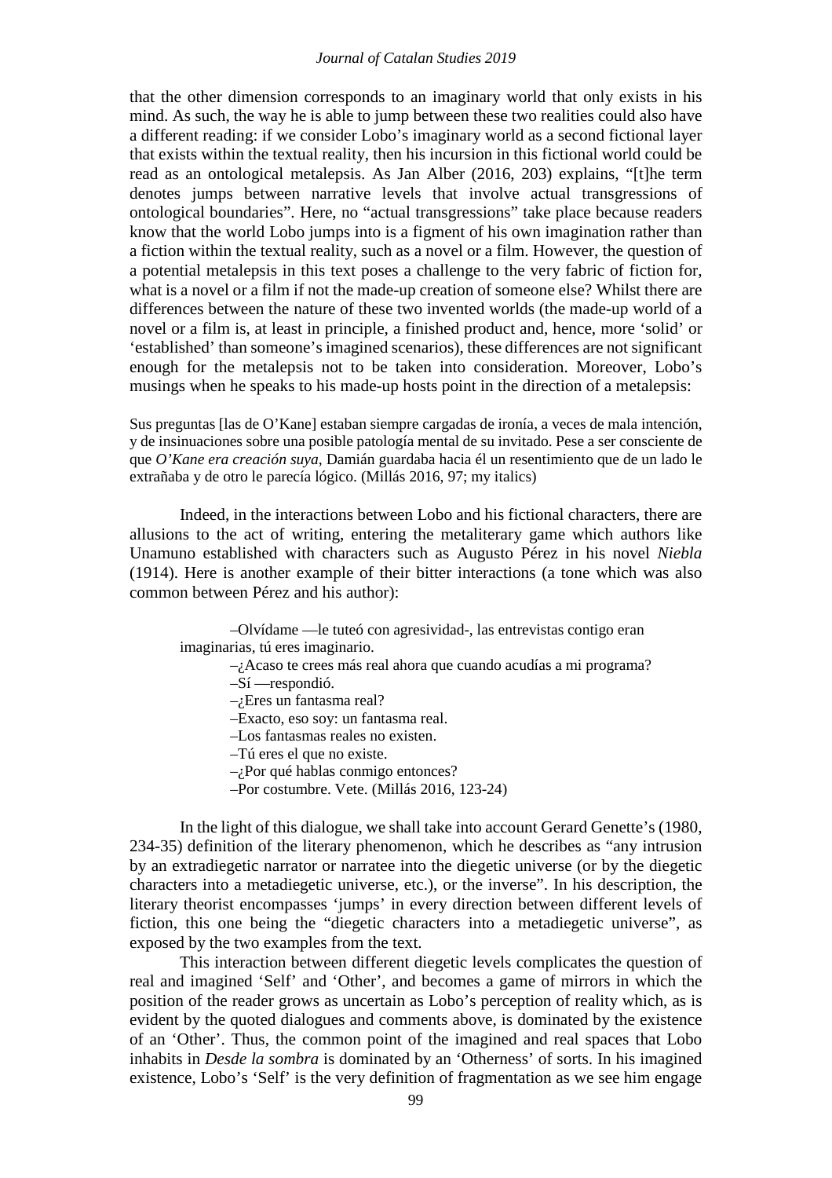that the other dimension corresponds to an imaginary world that only exists in his mind. As such, the way he is able to jump between these two realities could also have a different reading: if we consider Lobo's imaginary world as a second fictional layer that exists within the textual reality, then his incursion in this fictional world could be read as an ontological metalepsis. As Jan Alber (2016, 203) explains, "[t]he term denotes jumps between narrative levels that involve actual transgressions of ontological boundaries". Here, no "actual transgressions" take place because readers know that the world Lobo jumps into is a figment of his own imagination rather than a fiction within the textual reality, such as a novel or a film. However, the question of a potential metalepsis in this text poses a challenge to the very fabric of fiction for, what is a novel or a film if not the made-up creation of someone else? Whilst there are differences between the nature of these two invented worlds (the made-up world of a novel or a film is, at least in principle, a finished product and, hence, more 'solid' or 'established' than someone's imagined scenarios), these differences are not significant enough for the metalepsis not to be taken into consideration. Moreover, Lobo's musings when he speaks to his made-up hosts point in the direction of a metalepsis:

> Sus preguntas [las de O'Kane] estaban siempre cargadas de ironía, a veces de mala intención, y de insinuaciones sobre una posible patología mental de su invitado. Pese a ser consciente de que *O'Kane era creación suya*, Damián guardaba hacia él un resentimiento que de un lado le extrañaba y de otro le parecía lógico. (Millás 2016, 97; my italics)

Indeed, in the interactions between Lobo and his fictional characters, there are allusions to the act of writing, entering the metaliterary game which authors like Unamuno established with characters such as Augusto Pérez in his novel *Niebla* (1914). Here is another example of their bitter interactions (a tone which was also common between Pérez and his author):

> –Olvídame —le tuteó con agresividad-, las entrevistas contigo eran imaginarias, tú eres imaginario.
> –¿Acaso te crees más real ahora que cuando acudías a mi programa?
> –Sí —respondió.
> –¿Eres un fantasma real?
> –Exacto, eso soy: un fantasma real.
> –Los fantasmas reales no existen.
> –Tú eres el que no existe.
> –¿Por qué hablas conmigo entonces?
> –Por costumbre. Vete. (Millás 2016, 123-24)

In the light of this dialogue, we shall take into account Gerard Genette's (1980, 234-35) definition of the literary phenomenon, which he describes as "any intrusion by an extradiegetic narrator or narratee into the diegetic universe (or by the diegetic characters into a metadiegetic universe, etc.), or the inverse". In his description, the literary theorist encompasses 'jumps' in every direction between different levels of fiction, this one being the "diegetic characters into a metadiegetic universe", as exposed by the two examples from the text.

This interaction between different diegetic levels complicates the question of real and imagined 'Self' and 'Other', and becomes a game of mirrors in which the position of the reader grows as uncertain as Lobo's perception of reality which, as is evident by the quoted dialogues and comments above, is dominated by the existence of an 'Other'. Thus, the common point of the imagined and real spaces that Lobo inhabits in *Desde la sombra* is dominated by an 'Otherness' of sorts. In his imagined existence, Lobo's 'Self' is the very definition of fragmentation as we see him engage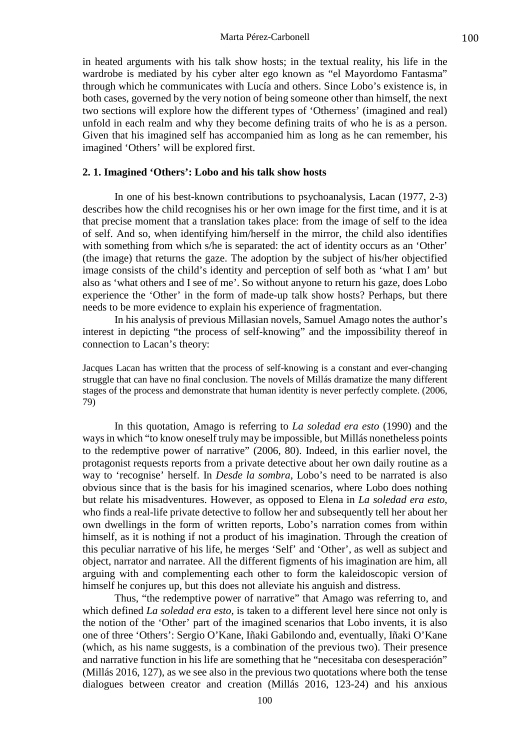in heated arguments with his talk show hosts; in the textual reality, his life in the wardrobe is mediated by his cyber alter ego known as "el Mayordomo Fantasma" through which he communicates with Lucía and others. Since Lobo's existence is, in both cases, governed by the very notion of being someone other than himself, the next two sections will explore how the different types of 'Otherness' (imagined and real) unfold in each realm and why they become defining traits of who he is as a person. Given that his imagined self has accompanied him as long as he can remember, his imagined 'Others' will be explored first.

### 2. 1. Imagined 'Others': Lobo and his talk show hosts

In one of his best-known contributions to psychoanalysis, Lacan (1977, 2-3) describes how the child recognises his or her own image for the first time, and it is at that precise moment that a translation takes place: from the image of self to the idea of self. And so, when identifying him/herself in the mirror, the child also identifies with something from which s/he is separated: the act of identity occurs as an 'Other' (the image) that returns the gaze. The adoption by the subject of his/her objectified image consists of the child's identity and perception of self both as 'what I am' but also as 'what others and I see of me'. So without anyone to return his gaze, does Lobo experience the 'Other' in the form of made-up talk show hosts? Perhaps, but there needs to be more evidence to explain his experience of fragmentation.

In his analysis of previous Millasian novels, Samuel Amago notes the author's interest in depicting "the process of self-knowing" and the impossibility thereof in connection to Lacan's theory:

> Jacques Lacan has written that the process of self-knowing is a constant and ever-changing struggle that can have no final conclusion. The novels of Millás dramatize the many different stages of the process and demonstrate that human identity is never perfectly complete. (2006, 79)

In this quotation, Amago is referring to *La soledad era esto* (1990) and the ways in which "to know oneself truly may be impossible, but Millás nonetheless points to the redemptive power of narrative" (2006, 80). Indeed, in this earlier novel, the protagonist requests reports from a private detective about her own daily routine as a way to 'recognise' herself. In *Desde la sombra*, Lobo's need to be narrated is also obvious since that is the basis for his imagined scenarios, where Lobo does nothing but relate his misadventures. However, as opposed to Elena in *La soledad era esto*, who finds a real-life private detective to follow her and subsequently tell her about her own dwellings in the form of written reports, Lobo's narration comes from within himself, as it is nothing if not a product of his imagination. Through the creation of this peculiar narrative of his life, he merges 'Self' and 'Other', as well as subject and object, narrator and narratee. All the different figments of his imagination are him, all arguing with and complementing each other to form the kaleidoscopic version of himself he conjures up, but this does not alleviate his anguish and distress.

Thus, "the redemptive power of narrative" that Amago was referring to, and which defined *La soledad era esto*, is taken to a different level here since not only is the notion of the 'Other' part of the imagined scenarios that Lobo invents, it is also one of three 'Others': Sergio O'Kane, Iñaki Gabilondo and, eventually, Iñaki O'Kane (which, as his name suggests, is a combination of the previous two). Their presence and narrative function in his life are something that he "necesitaba con desesperación" (Millás 2016, 127), as we see also in the previous two quotations where both the tense dialogues between creator and creation (Millás 2016, 123-24) and his anxious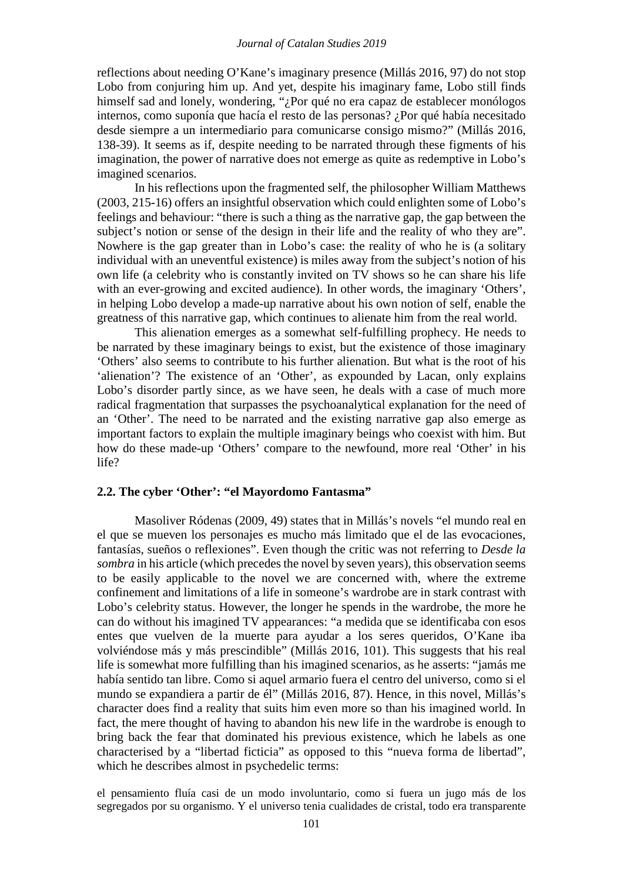reflections about needing O'Kane's imaginary presence (Millás 2016, 97) do not stop Lobo from conjuring him up. And yet, despite his imaginary fame, Lobo still finds himself sad and lonely, wondering, "¿Por qué no era capaz de establecer monólogos internos, como suponía que hacía el resto de las personas? ¿Por qué había necesitado desde siempre a un intermediario para comunicarse consigo mismo?" (Millás 2016, 138-39). It seems as if, despite needing to be narrated through these figments of his imagination, the power of narrative does not emerge as quite as redemptive in Lobo's imagined scenarios.

In his reflections upon the fragmented self, the philosopher William Matthews (2003, 215-16) offers an insightful observation which could enlighten some of Lobo's feelings and behaviour: "there is such a thing as the narrative gap, the gap between the subject's notion or sense of the design in their life and the reality of who they are". Nowhere is the gap greater than in Lobo's case: the reality of who he is (a solitary individual with an uneventful existence) is miles away from the subject's notion of his own life (a celebrity who is constantly invited on TV shows so he can share his life with an ever-growing and excited audience). In other words, the imaginary 'Others', in helping Lobo develop a made-up narrative about his own notion of self, enable the greatness of this narrative gap, which continues to alienate him from the real world.

This alienation emerges as a somewhat self-fulfilling prophecy. He needs to be narrated by these imaginary beings to exist, but the existence of those imaginary 'Others' also seems to contribute to his further alienation. But what is the root of his 'alienation'? The existence of an 'Other', as expounded by Lacan, only explains Lobo's disorder partly since, as we have seen, he deals with a case of much more radical fragmentation that surpasses the psychoanalytical explanation for the need of an 'Other'. The need to be narrated and the existing narrative gap also emerge as important factors to explain the multiple imaginary beings who coexist with him. But how do these made-up 'Others' compare to the newfound, more real 'Other' in his life?

### 2.2. The cyber 'Other': "el Mayordomo Fantasma"

Masoliver Ródenas (2009, 49) states that in Millás's novels "el mundo real en el que se mueven los personajes es mucho más limitado que el de las evocaciones, fantasías, sueños o reflexiones". Even though the critic was not referring to *Desde la sombra* in his article (which precedes the novel by seven years), this observation seems to be easily applicable to the novel we are concerned with, where the extreme confinement and limitations of a life in someone's wardrobe are in stark contrast with Lobo's celebrity status. However, the longer he spends in the wardrobe, the more he can do without his imagined TV appearances: "a medida que se identificaba con esos entes que vuelven de la muerte para ayudar a los seres queridos, O'Kane iba volviéndose más y más prescindible" (Millás 2016, 101). This suggests that his real life is somewhat more fulfilling than his imagined scenarios, as he asserts: "jamás me había sentido tan libre. Como si aquel armario fuera el centro del universo, como si el mundo se expandiera a partir de él" (Millás 2016, 87). Hence, in this novel, Millás's character does find a reality that suits him even more so than his imagined world. In fact, the mere thought of having to abandon his new life in the wardrobe is enough to bring back the fear that dominated his previous existence, which he labels as one characterised by a "libertad ficticia" as opposed to this "nueva forma de libertad", which he describes almost in psychedelic terms:

> el pensamiento fluía casi de un modo involuntario, como si fuera un jugo más de los segregados por su organismo. Y el universo tenia cualidades de cristal, todo era transparente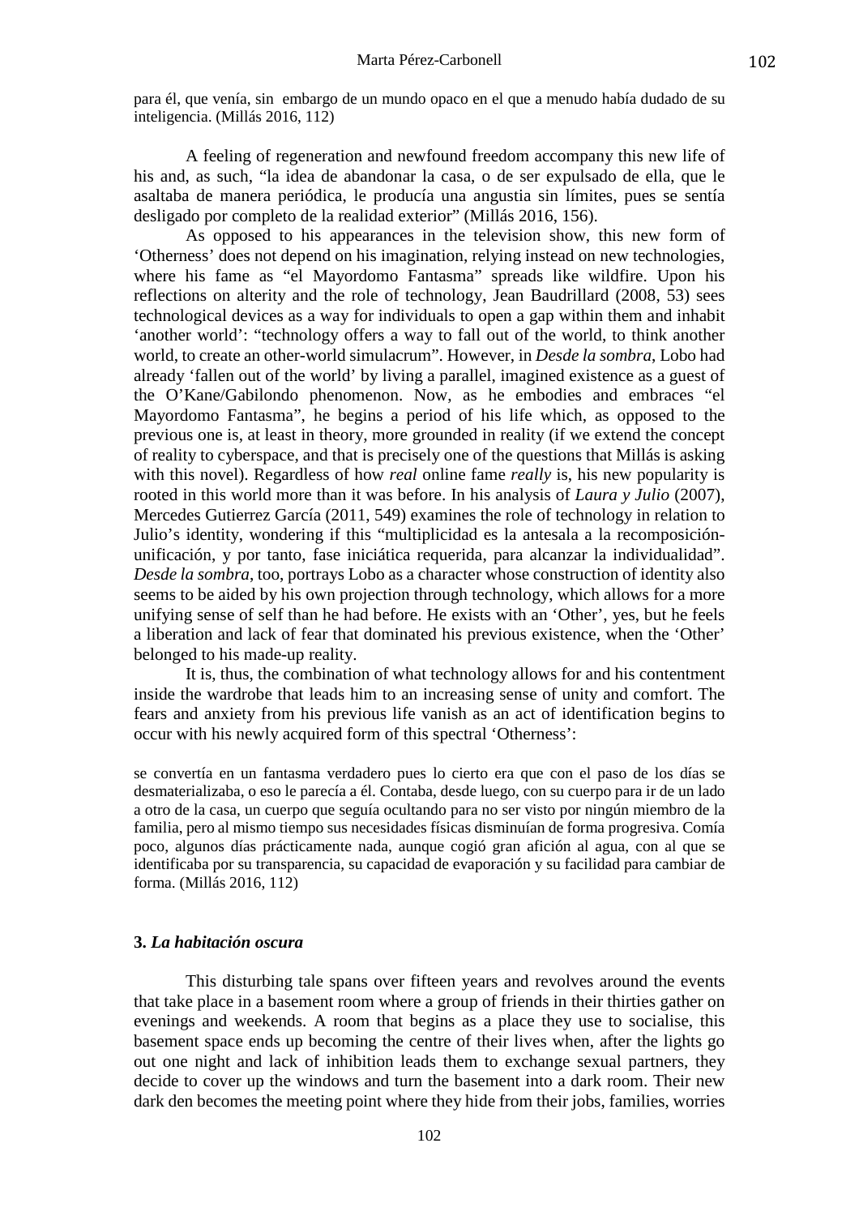para él, que venía, sin embargo de un mundo opaco en el que a menudo había dudado de su inteligencia. (Millás 2016, 112)

A feeling of regeneration and newfound freedom accompany this new life of his and, as such, "la idea de abandonar la casa, o de ser expulsado de ella, que le asaltaba de manera periódica, le producía una angustia sin límites, pues se sentía desligado por completo de la realidad exterior" (Millás 2016, 156).

As opposed to his appearances in the television show, this new form of 'Otherness' does not depend on his imagination, relying instead on new technologies, where his fame as "el Mayordomo Fantasma" spreads like wildfire. Upon his reflections on alterity and the role of technology, Jean Baudrillard (2008, 53) sees technological devices as a way for individuals to open a gap within them and inhabit 'another world': "technology offers a way to fall out of the world, to think another world, to create an other-world simulacrum". However, in *Desde la sombra*, Lobo had already 'fallen out of the world' by living a parallel, imagined existence as a guest of the O'Kane/Gabilondo phenomenon. Now, as he embodies and embraces "el Mayordomo Fantasma", he begins a period of his life which, as opposed to the previous one is, at least in theory, more grounded in reality (if we extend the concept of reality to cyberspace, and that is precisely one of the questions that Millás is asking with this novel). Regardless of how *real* online fame *really* is, his new popularity is rooted in this world more than it was before. In his analysis of *Laura y Julio* (2007), Mercedes Gutierrez García (2011, 549) examines the role of technology in relation to Julio's identity, wondering if this "multiplicidad es la antesala a la recomposición-unificación, y por tanto, fase iniciática requerida, para alcanzar la individualidad". *Desde la sombra*, too, portrays Lobo as a character whose construction of identity also seems to be aided by his own projection through technology, which allows for a more unifying sense of self than he had before. He exists with an 'Other', yes, but he feels a liberation and lack of fear that dominated his previous existence, when the 'Other' belonged to his made-up reality.

It is, thus, the combination of what technology allows for and his contentment inside the wardrobe that leads him to an increasing sense of unity and comfort. The fears and anxiety from his previous life vanish as an act of identification begins to occur with his newly acquired form of this spectral 'Otherness':

se convertía en un fantasma verdadero pues lo cierto era que con el paso de los días se desmaterializaba, o eso le parecía a él. Contaba, desde luego, con su cuerpo para ir de un lado a otro de la casa, un cuerpo que seguía ocultando para no ser visto por ningún miembro de la familia, pero al mismo tiempo sus necesidades físicas disminuían de forma progresiva. Comía poco, algunos días prácticamente nada, aunque cogió gran afición al agua, con al que se identificaba por su transparencia, su capacidad de evaporación y su facilidad para cambiar de forma. (Millás 2016, 112)

### 3. *La habitación oscura*

This disturbing tale spans over fifteen years and revolves around the events that take place in a basement room where a group of friends in their thirties gather on evenings and weekends. A room that begins as a place they use to socialise, this basement space ends up becoming the centre of their lives when, after the lights go out one night and lack of inhibition leads them to exchange sexual partners, they decide to cover up the windows and turn the basement into a dark room. Their new dark den becomes the meeting point where they hide from their jobs, families, worries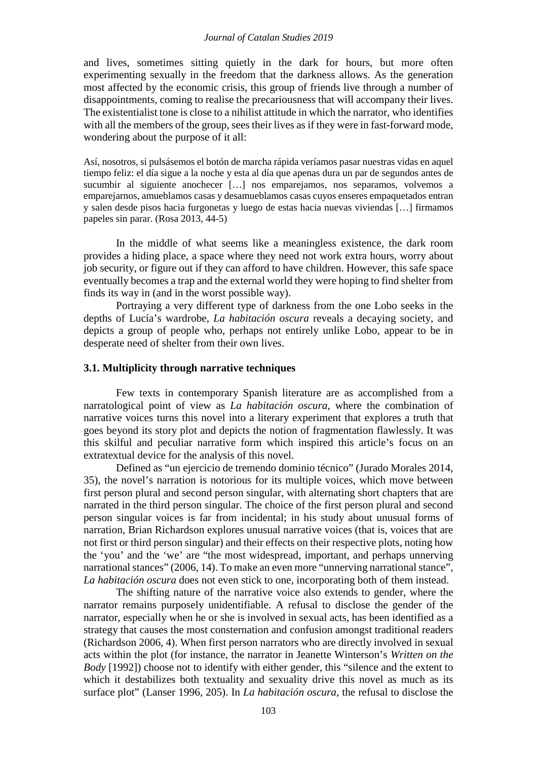and lives, sometimes sitting quietly in the dark for hours, but more often experimenting sexually in the freedom that the darkness allows. As the generation most affected by the economic crisis, this group of friends live through a number of disappointments, coming to realise the precariousness that will accompany their lives. The existentialist tone is close to a nihilist attitude in which the narrator, who identifies with all the members of the group, sees their lives as if they were in fast-forward mode, wondering about the purpose of it all:

> Así, nosotros, si pulsásemos el botón de marcha rápida veríamos pasar nuestras vidas en aquel tiempo feliz: el día sigue a la noche y esta al día que apenas dura un par de segundos antes de sucumbir al siguiente anochecer […] nos emparejamos, nos separamos, volvemos a emparejarnos, amueblamos casas y desamueblamos casas cuyos enseres empaquetados entran y salen desde pisos hacia furgonetas y luego de estas hacia nuevas viviendas […] firmamos papeles sin parar. (Rosa 2013, 44-5)

In the middle of what seems like a meaningless existence, the dark room provides a hiding place, a space where they need not work extra hours, worry about job security, or figure out if they can afford to have children. However, this safe space eventually becomes a trap and the external world they were hoping to find shelter from finds its way in (and in the worst possible way).

Portraying a very different type of darkness from the one Lobo seeks in the depths of Lucía's wardrobe, *La habitación oscura* reveals a decaying society, and depicts a group of people who, perhaps not entirely unlike Lobo, appear to be in desperate need of shelter from their own lives.

### 3.1. Multiplicity through narrative techniques

Few texts in contemporary Spanish literature are as accomplished from a narratological point of view as *La habitación oscura*, where the combination of narrative voices turns this novel into a literary experiment that explores a truth that goes beyond its story plot and depicts the notion of fragmentation flawlessly. It was this skilful and peculiar narrative form which inspired this article's focus on an extratextual device for the analysis of this novel.

Defined as "un ejercicio de tremendo dominio técnico" (Jurado Morales 2014, 35), the novel's narration is notorious for its multiple voices, which move between first person plural and second person singular, with alternating short chapters that are narrated in the third person singular. The choice of the first person plural and second person singular voices is far from incidental; in his study about unusual forms of narration, Brian Richardson explores unusual narrative voices (that is, voices that are not first or third person singular) and their effects on their respective plots, noting how the 'you' and the 'we' are "the most widespread, important, and perhaps unnerving narrational stances" (2006, 14). To make an even more "unnerving narrational stance", *La habitación oscura* does not even stick to one, incorporating both of them instead.

The shifting nature of the narrative voice also extends to gender, where the narrator remains purposely unidentifiable. A refusal to disclose the gender of the narrator, especially when he or she is involved in sexual acts, has been identified as a strategy that causes the most consternation and confusion amongst traditional readers (Richardson 2006, 4). When first person narrators who are directly involved in sexual acts within the plot (for instance, the narrator in Jeanette Winterson's *Written on the Body* [1992]) choose not to identify with either gender, this "silence and the extent to which it destabilizes both textuality and sexuality drive this novel as much as its surface plot" (Lanser 1996, 205). In *La habitación oscura*, the refusal to disclose the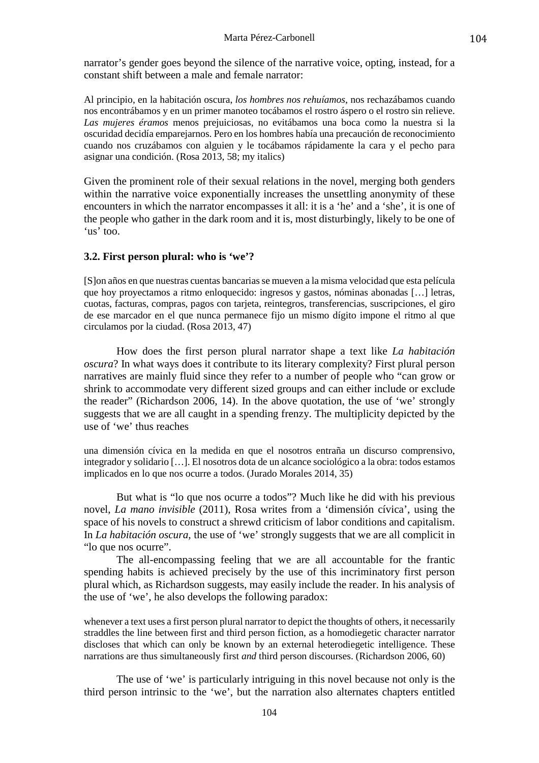narrator's gender goes beyond the silence of the narrative voice, opting, instead, for a constant shift between a male and female narrator:

> Al principio, en la habitación oscura, *los hombres nos rehuíamos*, nos rechazábamos cuando nos encontrábamos y en un primer manoteo tocábamos el rostro áspero o el rostro sin relieve. *Las mujeres éramos* menos prejuiciosas, no evitábamos una boca como la nuestra si la oscuridad decidía emparejarnos. Pero en los hombres había una precaución de reconocimiento cuando nos cruzábamos con alguien y le tocábamos rápidamente la cara y el pecho para asignar una condición. (Rosa 2013, 58; my italics)

Given the prominent role of their sexual relations in the novel, merging both genders within the narrative voice exponentially increases the unsettling anonymity of these encounters in which the narrator encompasses it all: it is a 'he' and a 'she', it is one of the people who gather in the dark room and it is, most disturbingly, likely to be one of 'us' too.

### 3.2. First person plural: who is 'we'?

> [S]on años en que nuestras cuentas bancarias se mueven a la misma velocidad que esta película que hoy proyectamos a ritmo enloquecido: ingresos y gastos, nóminas abonadas […] letras, cuotas, facturas, compras, pagos con tarjeta, reintegros, transferencias, suscripciones, el giro de ese marcador en el que nunca permanece fijo un mismo dígito impone el ritmo al que circulamos por la ciudad. (Rosa 2013, 47)

How does the first person plural narrator shape a text like *La habitación oscura*? In what ways does it contribute to its literary complexity? First plural person narratives are mainly fluid since they refer to a number of people who "can grow or shrink to accommodate very different sized groups and can either include or exclude the reader" (Richardson 2006, 14). In the above quotation, the use of 'we' strongly suggests that we are all caught in a spending frenzy. The multiplicity depicted by the use of 'we' thus reaches

> una dimensión cívica en la medida en que el nosotros entraña un discurso comprensivo, integrador y solidario […]. El nosotros dota de un alcance sociológico a la obra: todos estamos implicados en lo que nos ocurre a todos. (Jurado Morales 2014, 35)

But what is "lo que nos ocurre a todos"? Much like he did with his previous novel, *La mano invisible* (2011), Rosa writes from a 'dimensión cívica', using the space of his novels to construct a shrewd criticism of labor conditions and capitalism. In *La habitación oscura*, the use of 'we' strongly suggests that we are all complicit in "lo que nos ocurre".

The all-encompassing feeling that we are all accountable for the frantic spending habits is achieved precisely by the use of this incriminatory first person plural which, as Richardson suggests, may easily include the reader. In his analysis of the use of 'we', he also develops the following paradox:

> whenever a text uses a first person plural narrator to depict the thoughts of others, it necessarily straddles the line between first and third person fiction, as a homodiegetic character narrator discloses that which can only be known by an external heterodiegetic intelligence. These narrations are thus simultaneously first *and* third person discourses. (Richardson 2006, 60)

The use of 'we' is particularly intriguing in this novel because not only is the third person intrinsic to the 'we', but the narration also alternates chapters entitled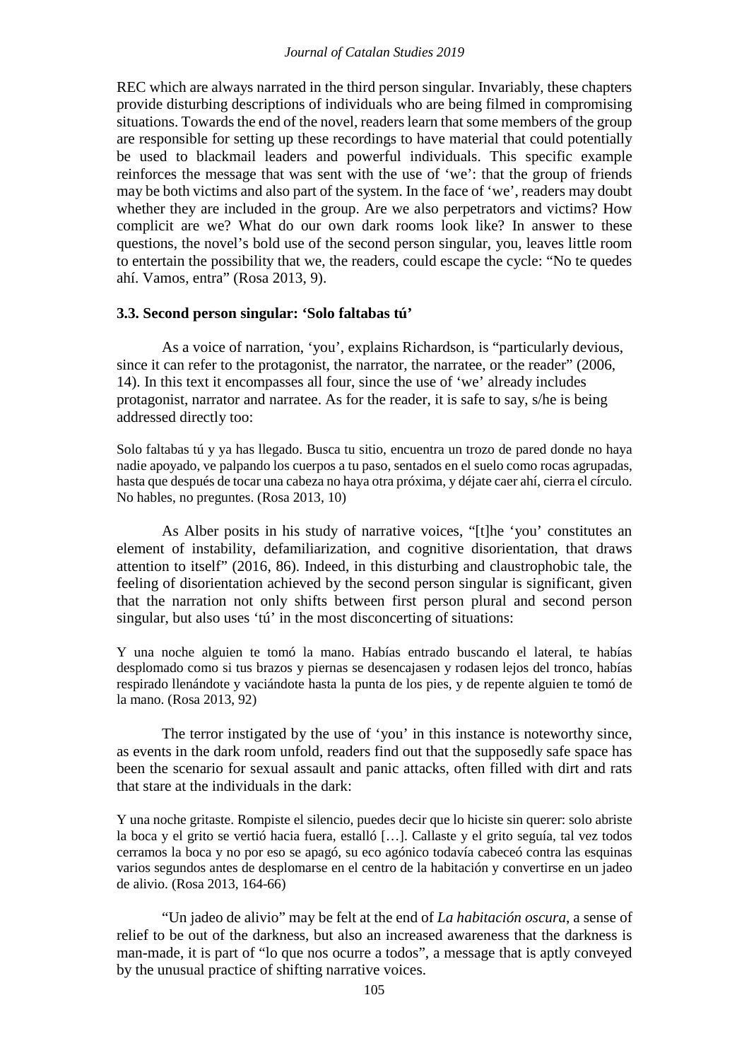REC which are always narrated in the third person singular. Invariably, these chapters provide disturbing descriptions of individuals who are being filmed in compromising situations. Towards the end of the novel, readers learn that some members of the group are responsible for setting up these recordings to have material that could potentially be used to blackmail leaders and powerful individuals. This specific example reinforces the message that was sent with the use of 'we': that the group of friends may be both victims and also part of the system. In the face of 'we', readers may doubt whether they are included in the group. Are we also perpetrators and victims? How complicit are we? What do our own dark rooms look like? In answer to these questions, the novel's bold use of the second person singular, you, leaves little room to entertain the possibility that we, the readers, could escape the cycle: "No te quedes ahí. Vamos, entra" (Rosa 2013, 9).

### 3.3. Second person singular: 'Solo faltabas tú'

As a voice of narration, 'you', explains Richardson, is "particularly devious, since it can refer to the protagonist, the narrator, the narratee, or the reader" (2006, 14). In this text it encompasses all four, since the use of 'we' already includes protagonist, narrator and narratee. As for the reader, it is safe to say, s/he is being addressed directly too:

> Solo faltabas tú y ya has llegado. Busca tu sitio, encuentra un trozo de pared donde no haya nadie apoyado, ve palpando los cuerpos a tu paso, sentados en el suelo como rocas agrupadas, hasta que después de tocar una cabeza no haya otra próxima, y déjate caer ahí, cierra el círculo. No hables, no preguntes. (Rosa 2013, 10)

As Alber posits in his study of narrative voices, "[t]he 'you' constitutes an element of instability, defamiliarization, and cognitive disorientation, that draws attention to itself" (2016, 86). Indeed, in this disturbing and claustrophobic tale, the feeling of disorientation achieved by the second person singular is significant, given that the narration not only shifts between first person plural and second person singular, but also uses 'tú' in the most disconcerting of situations:

> Y una noche alguien te tomó la mano. Habías entrado buscando el lateral, te habías desplomado como si tus brazos y piernas se desencajasen y rodasen lejos del tronco, habías respirado llenándote y vaciándote hasta la punta de los pies, y de repente alguien te tomó de la mano. (Rosa 2013, 92)

The terror instigated by the use of 'you' in this instance is noteworthy since, as events in the dark room unfold, readers find out that the supposedly safe space has been the scenario for sexual assault and panic attacks, often filled with dirt and rats that stare at the individuals in the dark:

> Y una noche gritaste. Rompiste el silencio, puedes decir que lo hiciste sin querer: solo abriste la boca y el grito se vertió hacia fuera, estalló […]. Callaste y el grito seguía, tal vez todos cerramos la boca y no por eso se apagó, su eco agónico todavía cabeceó contra las esquinas varios segundos antes de desplomarse en el centro de la habitación y convertirse en un jadeo de alivio. (Rosa 2013, 164-66)

"Un jadeo de alivio" may be felt at the end of *La habitación oscura*, a sense of relief to be out of the darkness, but also an increased awareness that the darkness is man-made, it is part of "lo que nos ocurre a todos", a message that is aptly conveyed by the unusual practice of shifting narrative voices.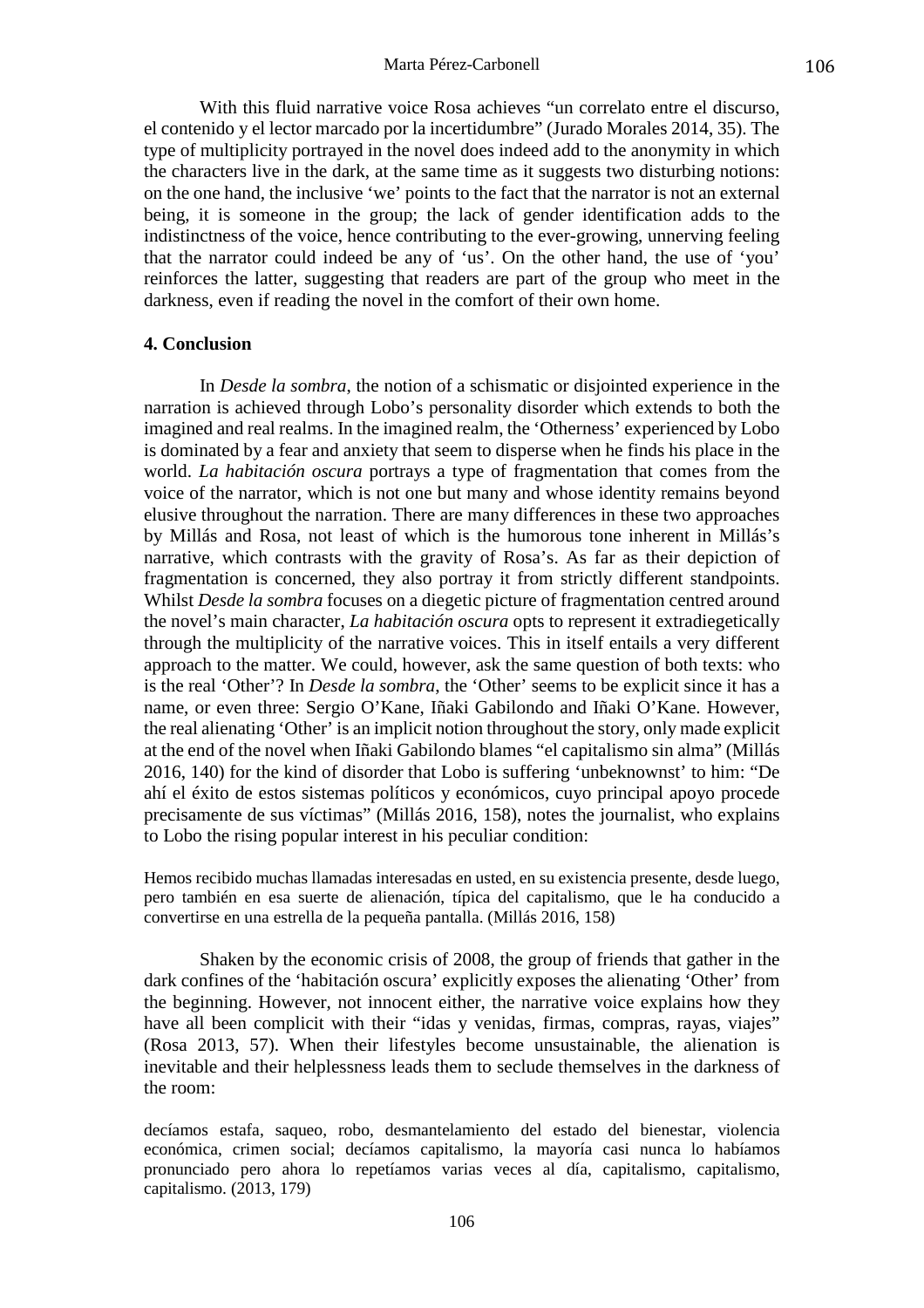With this fluid narrative voice Rosa achieves "un correlato entre el discurso, el contenido y el lector marcado por la incertidumbre" (Jurado Morales 2014, 35). The type of multiplicity portrayed in the novel does indeed add to the anonymity in which the characters live in the dark, at the same time as it suggests two disturbing notions: on the one hand, the inclusive 'we' points to the fact that the narrator is not an external being, it is someone in the group; the lack of gender identification adds to the indistinctness of the voice, hence contributing to the ever-growing, unnerving feeling that the narrator could indeed be any of 'us'. On the other hand, the use of 'you' reinforces the latter, suggesting that readers are part of the group who meet in the darkness, even if reading the novel in the comfort of their own home.

## 4. Conclusion

In *Desde la sombra*, the notion of a schismatic or disjointed experience in the narration is achieved through Lobo's personality disorder which extends to both the imagined and real realms. In the imagined realm, the 'Otherness' experienced by Lobo is dominated by a fear and anxiety that seem to disperse when he finds his place in the world. *La habitación oscura* portrays a type of fragmentation that comes from the voice of the narrator, which is not one but many and whose identity remains beyond elusive throughout the narration. There are many differences in these two approaches by Millás and Rosa, not least of which is the humorous tone inherent in Millás's narrative, which contrasts with the gravity of Rosa's. As far as their depiction of fragmentation is concerned, they also portray it from strictly different standpoints. Whilst *Desde la sombra* focuses on a diegetic picture of fragmentation centred around the novel's main character, *La habitación oscura* opts to represent it extradiegetically through the multiplicity of the narrative voices. This in itself entails a very different approach to the matter. We could, however, ask the same question of both texts: who is the real 'Other'? In *Desde la sombra*, the 'Other' seems to be explicit since it has a name, or even three: Sergio O'Kane, Iñaki Gabilondo and Iñaki O'Kane. However, the real alienating 'Other' is an implicit notion throughout the story, only made explicit at the end of the novel when Iñaki Gabilondo blames "el capitalismo sin alma" (Millás 2016, 140) for the kind of disorder that Lobo is suffering 'unbeknownst' to him: "De ahí el éxito de estos sistemas políticos y económicos, cuyo principal apoyo procede precisamente de sus víctimas" (Millás 2016, 158), notes the journalist, who explains to Lobo the rising popular interest in his peculiar condition:

> Hemos recibido muchas llamadas interesadas en usted, en su existencia presente, desde luego, pero también en esa suerte de alienación, típica del capitalismo, que le ha conducido a convertirse en una estrella de la pequeña pantalla. (Millás 2016, 158)

Shaken by the economic crisis of 2008, the group of friends that gather in the dark confines of the 'habitación oscura' explicitly exposes the alienating 'Other' from the beginning. However, not innocent either, the narrative voice explains how they have all been complicit with their "idas y venidas, firmas, compras, rayas, viajes" (Rosa 2013, 57). When their lifestyles become unsustainable, the alienation is inevitable and their helplessness leads them to seclude themselves in the darkness of the room:

> decíamos estafa, saqueo, robo, desmantelamiento del estado del bienestar, violencia económica, crimen social; decíamos capitalismo, la mayoría casi nunca lo habíamos pronunciado pero ahora lo repetíamos varias veces al día, capitalismo, capitalismo, capitalismo. (2013, 179)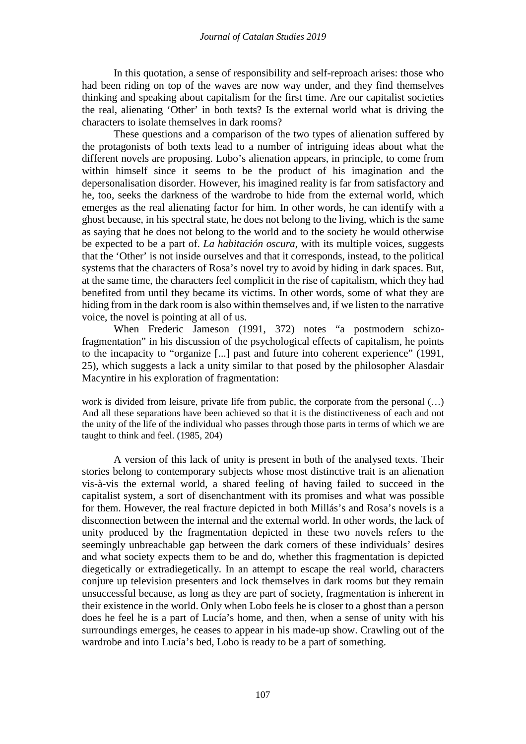In this quotation, a sense of responsibility and self-reproach arises: those who had been riding on top of the waves are now way under, and they find themselves thinking and speaking about capitalism for the first time. Are our capitalist societies the real, alienating 'Other' in both texts? Is the external world what is driving the characters to isolate themselves in dark rooms?

These questions and a comparison of the two types of alienation suffered by the protagonists of both texts lead to a number of intriguing ideas about what the different novels are proposing. Lobo's alienation appears, in principle, to come from within himself since it seems to be the product of his imagination and the depersonalisation disorder. However, his imagined reality is far from satisfactory and he, too, seeks the darkness of the wardrobe to hide from the external world, which emerges as the real alienating factor for him. In other words, he can identify with a ghost because, in his spectral state, he does not belong to the living, which is the same as saying that he does not belong to the world and to the society he would otherwise be expected to be a part of. *La habitación oscura*, with its multiple voices, suggests that the 'Other' is not inside ourselves and that it corresponds, instead, to the political systems that the characters of Rosa's novel try to avoid by hiding in dark spaces. But, at the same time, the characters feel complicit in the rise of capitalism, which they had benefited from until they became its victims. In other words, some of what they are hiding from in the dark room is also within themselves and, if we listen to the narrative voice, the novel is pointing at all of us.

When Frederic Jameson (1991, 372) notes "a postmodern schizo-fragmentation" in his discussion of the psychological effects of capitalism, he points to the incapacity to "organize [...] past and future into coherent experience" (1991, 25), which suggests a lack a unity similar to that posed by the philosopher Alasdair Macyntire in his exploration of fragmentation:

> work is divided from leisure, private life from public, the corporate from the personal (…) And all these separations have been achieved so that it is the distinctiveness of each and not the unity of the life of the individual who passes through those parts in terms of which we are taught to think and feel. (1985, 204)

A version of this lack of unity is present in both of the analysed texts. Their stories belong to contemporary subjects whose most distinctive trait is an alienation vis-à-vis the external world, a shared feeling of having failed to succeed in the capitalist system, a sort of disenchantment with its promises and what was possible for them. However, the real fracture depicted in both Millás's and Rosa's novels is a disconnection between the internal and the external world. In other words, the lack of unity produced by the fragmentation depicted in these two novels refers to the seemingly unbreachable gap between the dark corners of these individuals' desires and what society expects them to be and do, whether this fragmentation is depicted diegetically or extradiegetically. In an attempt to escape the real world, characters conjure up television presenters and lock themselves in dark rooms but they remain unsuccessful because, as long as they are part of society, fragmentation is inherent in their existence in the world. Only when Lobo feels he is closer to a ghost than a person does he feel he is a part of Lucía's home, and then, when a sense of unity with his surroundings emerges, he ceases to appear in his made-up show. Crawling out of the wardrobe and into Lucía's bed, Lobo is ready to be a part of something.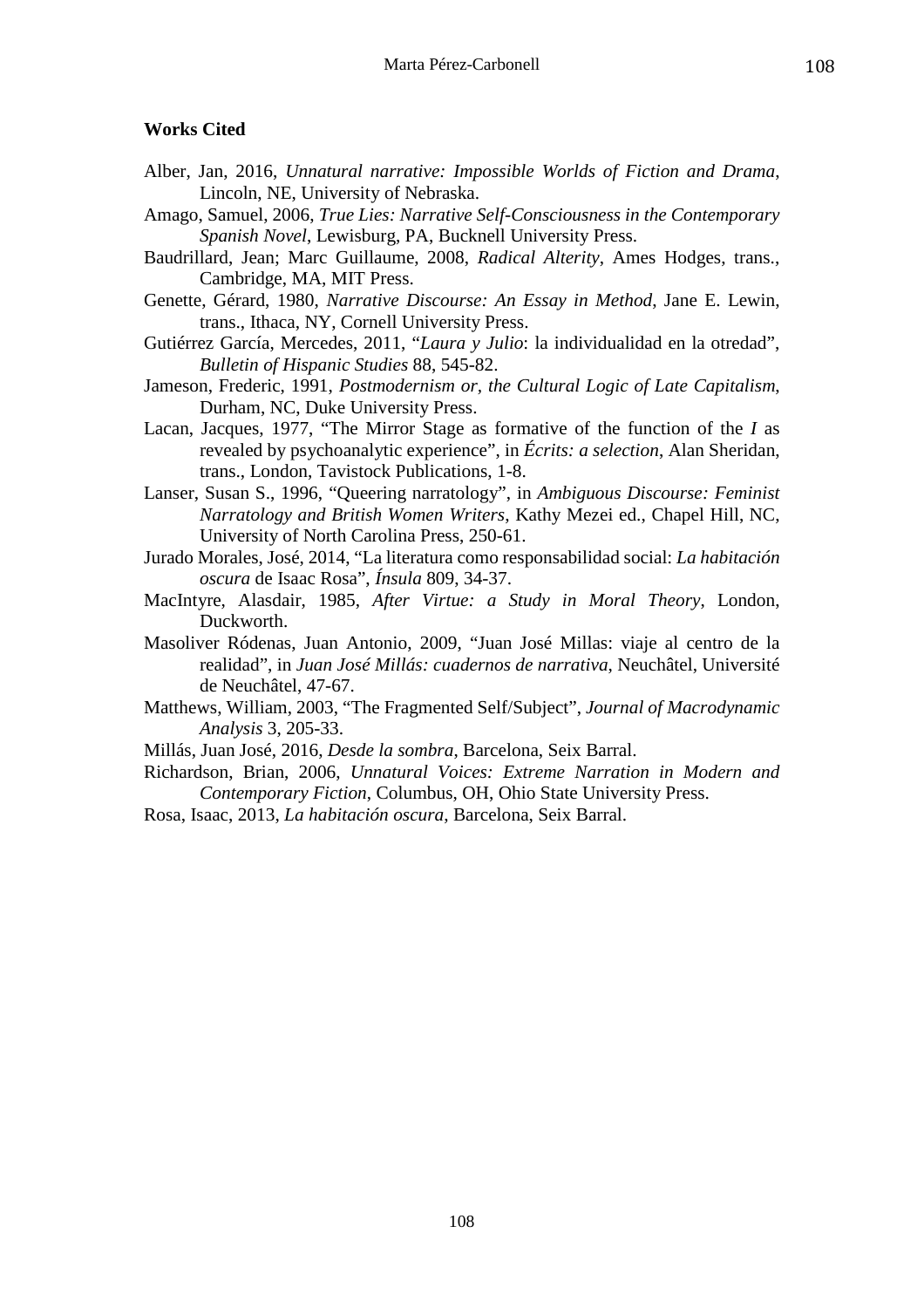**Works Cited**

Alber, Jan, 2016, *Unnatural narrative: Impossible Worlds of Fiction and Drama*, Lincoln, NE, University of Nebraska.

Amago, Samuel, 2006, *True Lies: Narrative Self-Consciousness in the Contemporary Spanish Novel*, Lewisburg, PA, Bucknell University Press.

Baudrillard, Jean; Marc Guillaume, 2008, *Radical Alterity*, Ames Hodges, trans., Cambridge, MA, MIT Press.

Genette, Gérard, 1980, *Narrative Discourse: An Essay in Method*, Jane E. Lewin, trans., Ithaca, NY, Cornell University Press.

Gutiérrez García, Mercedes, 2011, "*Laura y Julio*: la individualidad en la otredad", *Bulletin of Hispanic Studies* 88, 545-82.

Jameson, Frederic, 1991, *Postmodernism or, the Cultural Logic of Late Capitalism*, Durham, NC, Duke University Press.

Lacan, Jacques, 1977, "The Mirror Stage as formative of the function of the *I* as revealed by psychoanalytic experience", in *Écrits: a selection*, Alan Sheridan, trans., London, Tavistock Publications, 1-8.

Lanser, Susan S., 1996, "Queering narratology", in *Ambiguous Discourse: Feminist Narratology and British Women Writers*, Kathy Mezei ed., Chapel Hill, NC, University of North Carolina Press, 250-61.

Jurado Morales, José, 2014, "La literatura como responsabilidad social: *La habitación oscura* de Isaac Rosa", *Ínsula* 809, 34-37.

MacIntyre, Alasdair, 1985, *After Virtue: a Study in Moral Theory*, London, Duckworth.

Masoliver Ródenas, Juan Antonio, 2009, "Juan José Millas: viaje al centro de la realidad", in *Juan José Millás: cuadernos de narrativa*, Neuchâtel, Université de Neuchâtel, 47-67.

Matthews, William, 2003, "The Fragmented Self/Subject", *Journal of Macrodynamic Analysis* 3, 205-33.

Millás, Juan José, 2016, *Desde la sombra*, Barcelona, Seix Barral.

Richardson, Brian, 2006, *Unnatural Voices: Extreme Narration in Modern and Contemporary Fiction*, Columbus, OH, Ohio State University Press.

Rosa, Isaac, 2013, *La habitación oscura*, Barcelona, Seix Barral.